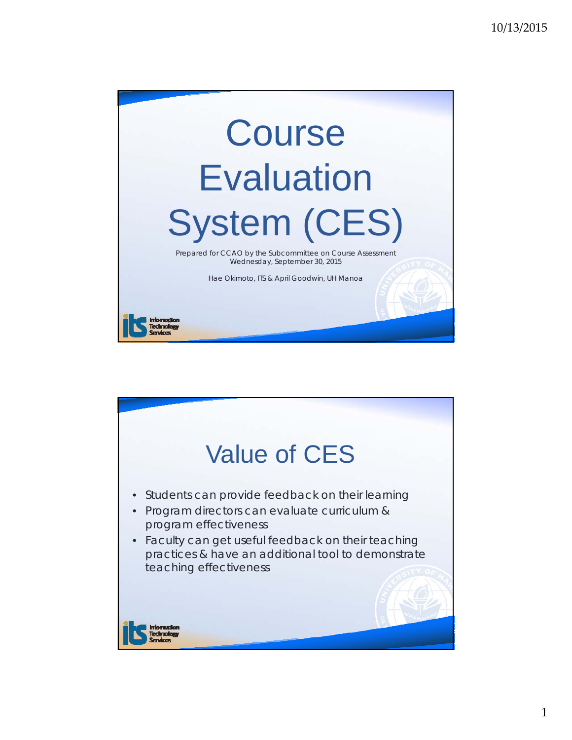# Course Evaluation System (CES)

Prepared for CCAO by the Subcommittee on Course Assessment
Wednesday, September 30, 2015

Hae Okimoto, ITS & April Goodwin, UH Manoa

# Value of CES

- Students can provide feedback on their learning
- Program directors can evaluate curriculum & program effectiveness
- Faculty can get useful feedback on their teaching practices & have an additional tool to demonstrate teaching effectiveness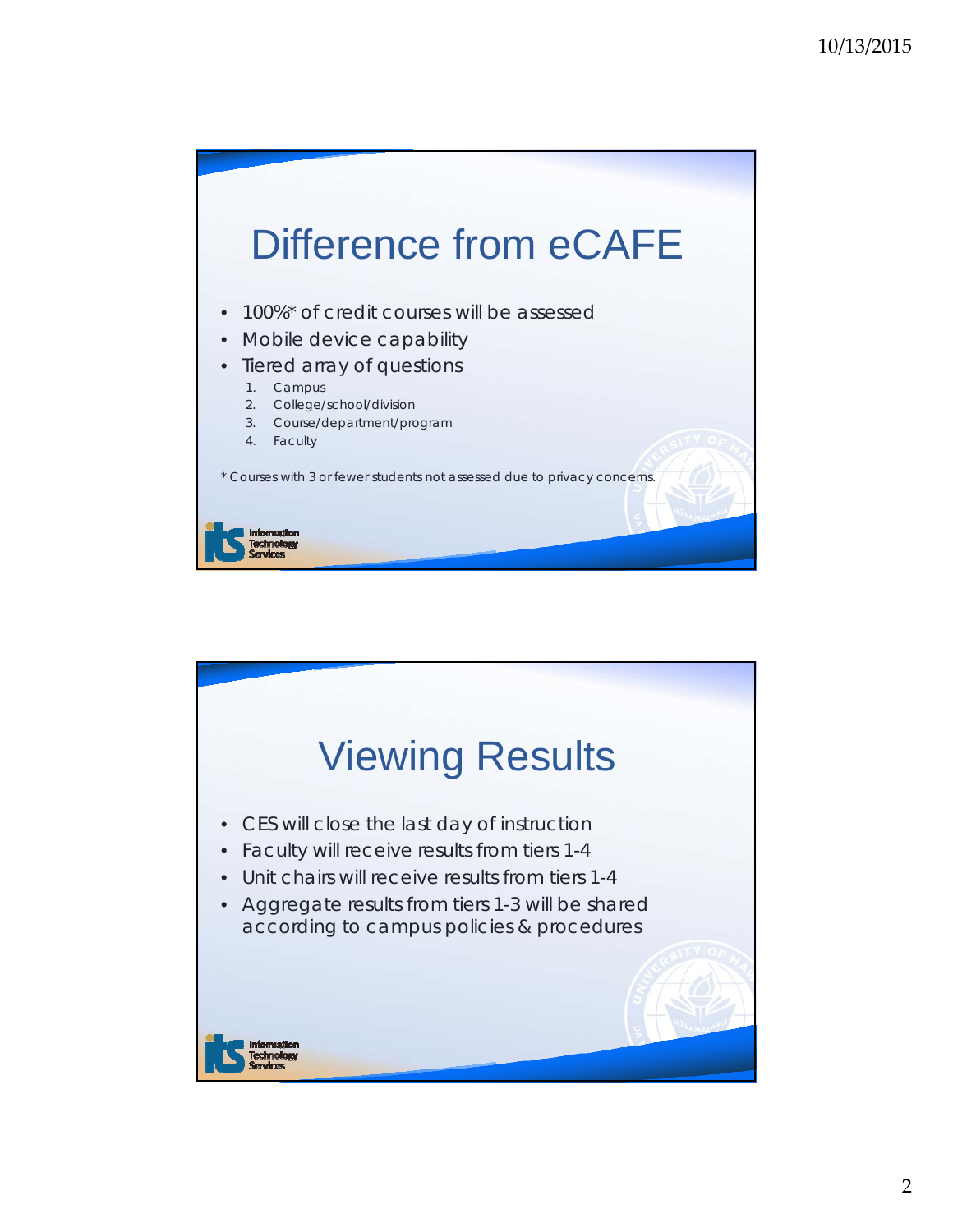# Difference from eCAFE

- 100%* of credit courses will be assessed
- Mobile device capability
- Tiered array of questions
  1. Campus
  2. College/school/division
  3. Course/department/program
  4. Faculty

* Courses with 3 or fewer students not assessed due to privacy concerns.

# Viewing Results

- CES will close the last day of instruction
- Faculty will receive results from tiers 1-4
- Unit chairs will receive results from tiers 1-4
- Aggregate results from tiers 1-3 will be shared according to campus policies & procedures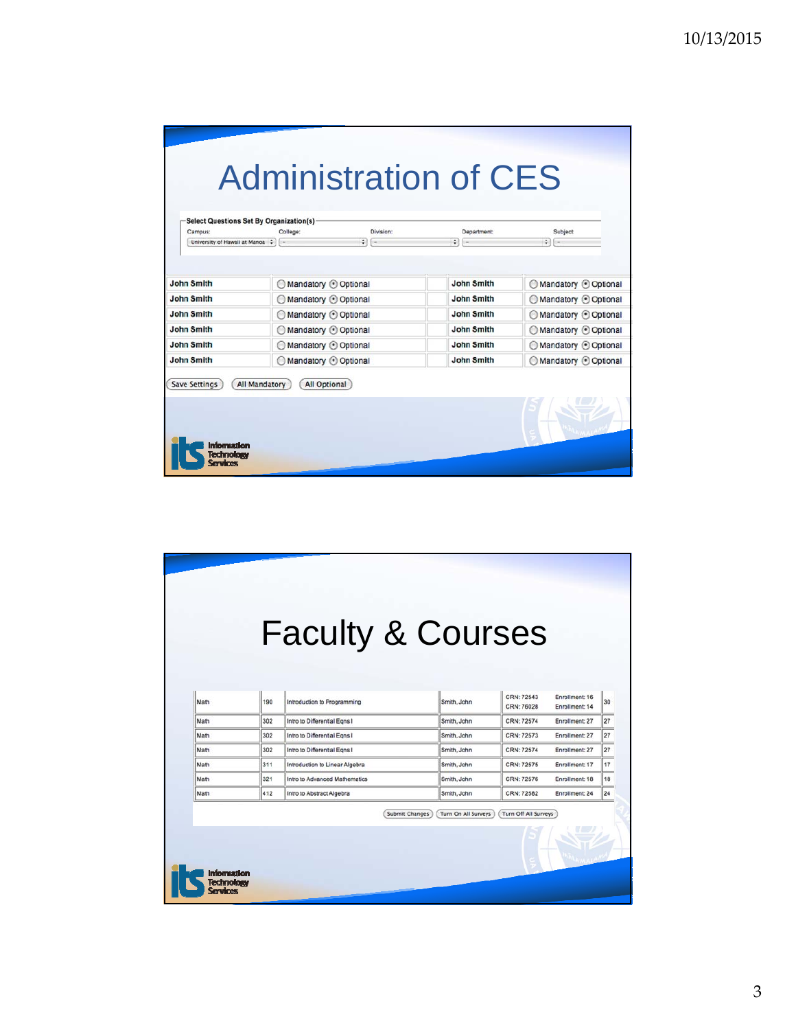# Administration of CES

**Select Questions Set By Organization(s)**

| Campus: | College: | Division: | Department: | Subject |
|---|---|---|---|---|
| University of Hawaii at Manoa | -- | -- | -- | -- |

| | | | |
|---|---|---|---|
| John Smith | ◯ Mandatory ⦿ Optional | John Smith | ◯ Mandatory ⦿ Optional |
| John Smith | ◯ Mandatory ⦿ Optional | John Smith | ◯ Mandatory ⦿ Optional |
| John Smith | ◯ Mandatory ⦿ Optional | John Smith | ◯ Mandatory ⦿ Optional |
| John Smith | ◯ Mandatory ⦿ Optional | John Smith | ◯ Mandatory ⦿ Optional |
| John Smith | ◯ Mandatory ⦿ Optional | John Smith | ◯ Mandatory ⦿ Optional |
| John Smith | ◯ Mandatory ⦿ Optional | John Smith | ◯ Mandatory ⦿ Optional |

Save Settings | All Mandatory | All Optional

Information Technology Services

# Faculty & Courses

| | | | | | | |
|---|---|---|---|---|---|---|
| Math | 190 | Introduction to Programming | Smith, John | CRN: 72543<br>CRN: 76028 | Enrollment: 16<br>Enrollment: 14 | 30 |
| Math | 302 | Intro to Differential Eqns I | Smith, John | CRN: 72574 | Enrollment: 27 | 27 |
| Math | 302 | Intro to Differential Eqns I | Smith, John | CRN: 72573 | Enrollment: 27 | 27 |
| Math | 302 | Intro to Differential Eqns I | Smith, John | CRN: 72574 | Enrollment: 27 | 27 |
| Math | 311 | Introduction to Linear Algebra | Smith, John | CRN: 72575 | Enrollment: 17 | 17 |
| Math | 321 | Intro to Advanced Mathematics | Smith, John | CRN: 72576 | Enrollment: 18 | 18 |
| Math | 412 | Intro to Abstract Algebra | Smith, John | CRN: 72582 | Enrollment: 24 | 24 |

Submit Changes | Turn On All Surveys | Turn Off All Surveys

Information Technology Services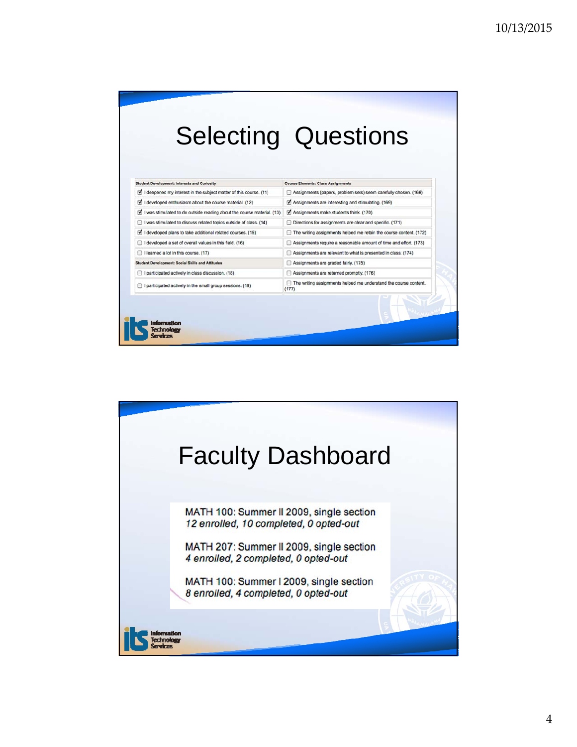# Selecting Questions

| Student Development: Interests and Curiosity | Course Elements: Class Assignments |
|---|---|
| ☑ I deepened my interest in the subject matter of this course. (11) | ☐ Assignments (papers, problem sets) seem carefully chosen. (168) |
| ☑ I developed enthusiasm about the course material. (12) | ☑ Assignments are interesting and stimulating. (169) |
| ☑ I was stimulated to do outside reading about the course material. (13) | ☑ Assignments make students think. (170) |
| ☐ I was stimulated to discuss related topics outside of class. (14) | ☐ Directions for assignments are clear and specific. (171) |
| ☑ I developed plans to take additional related courses. (15) | ☐ The writing assignments helped me retain the course content. (172) |
| ☐ I developed a set of overall values in this field. (16) | ☐ Assignments require a reasonable amount of time and effort. (173) |
| ☐ I learned a lot in this course. (17) | ☐ Assignments are relevant to what is presented in class. (174) |
| **Student Development: Social Skills and Attitudes** | ☐ Assignments are graded fairly. (175) |
| ☐ I participated actively in class discussion. (18) | ☐ Assignments are returned promptly. (176) |
| ☐ I participated actively in the small group sessions. (19) | ☐ The writing assignments helped me understand the course content. (177) |

# Faculty Dashboard

MATH 100: Summer II 2009, single section
*12 enrolled, 10 completed, 0 opted-out*

MATH 207: Summer II 2009, single section
*4 enrolled, 2 completed, 0 opted-out*

MATH 100: Summer I 2009, single section
*8 enrolled, 4 completed, 0 opted-out*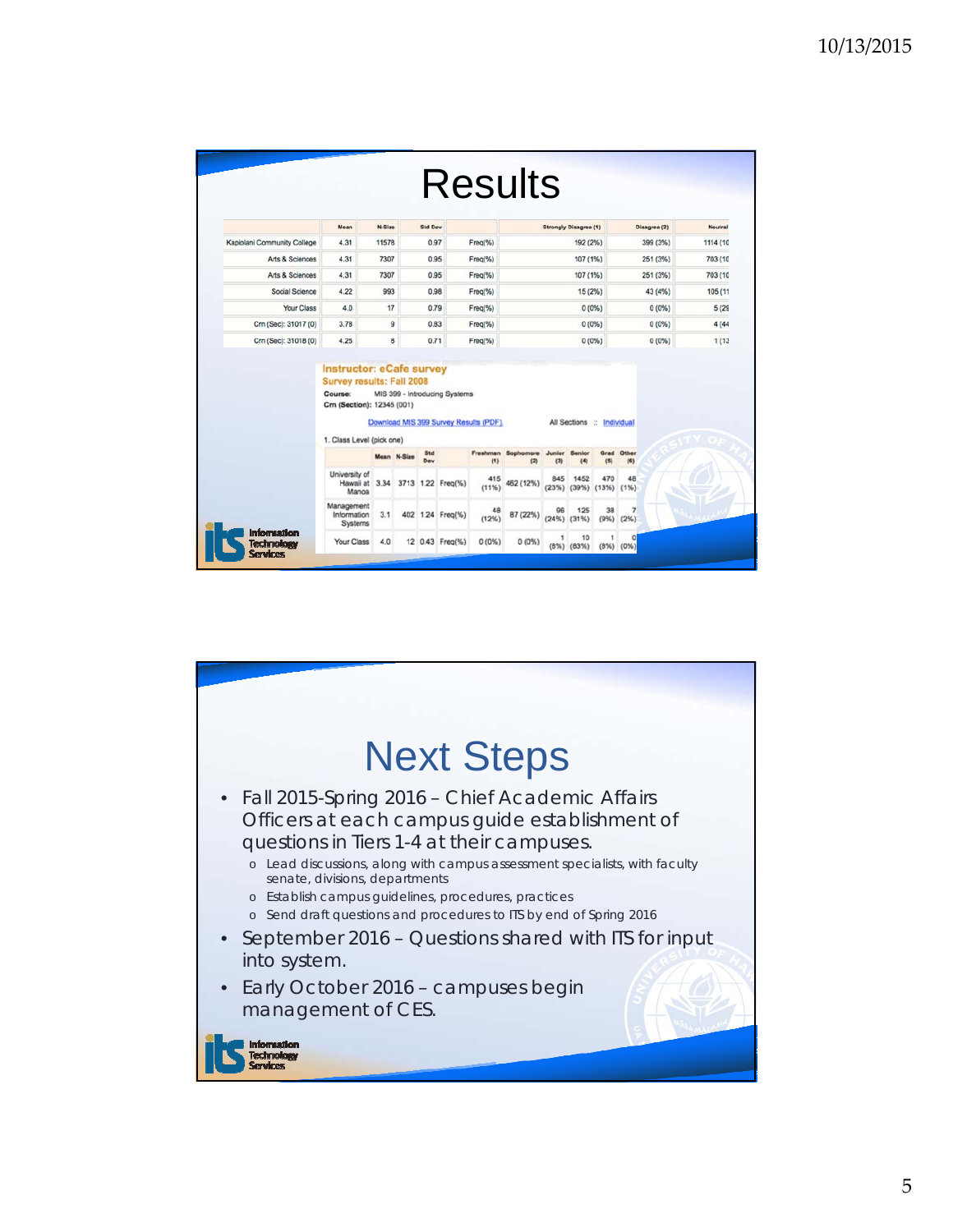# Results

| | Mean | N-Size | Std Dev | | Strongly Disagree (1) | Disagree (2) | Neutral |
|---|---|---|---|---|---|---|---|
| Kapiolani Community College | 4.31 | 11578 | 0.97 | Freq(%) | 192 (2%) | 399 (3%) | 1114 (10 |
| Arts & Sciences | 4.31 | 7307 | 0.95 | Freq(%) | 107 (1%) | 251 (3%) | 703 (10 |
| Arts & Sciences | 4.31 | 7307 | 0.95 | Freq(%) | 107 (1%) | 251 (3%) | 703 (10 |
| Social Science | 4.22 | 993 | 0.98 | Freq(%) | 15 (2%) | 43 (4%) | 105 (11 |
| Your Class | 4.0 | 17 | 0.79 | Freq(%) | 0 (0%) | 0 (0%) | 5 (29 |
| Crn (Sec): 31017 (0) | 3.78 | 9 | 0.83 | Freq(%) | 0 (0%) | 0 (0%) | 4 (44 |
| Crn (Sec): 31018 (0) | 4.25 | 8 | 0.71 | Freq(%) | 0 (0%) | 0 (0%) | 1 (13 |

**Instructor: eCafe survey**
**Survey results: Fall 2008**

**Course:** MIS 399 - Introducing Systems
**Crn (Section):** 12345 (001)

Download MIS 399 Survey Results (PDF)     All Sections :: Individual

1. Class Level (pick one)

| | Mean | N-Size | Std Dev | | Freshman (1) | Sophomore (2) | Junior (3) | Senior (4) | Grad (5) | Other (6) |
|---|---|---|---|---|---|---|---|---|---|---|
| University of Hawaii at Manoa | 3.34 | 3713 | 1.22 | Freq(%) | 415 (11%) | 462 (12%) | 845 (23%) | 1452 (39%) | 470 (13%) | 48 (1%) |
| Management Information Systems | 3.1 | 402 | 1.24 | Freq(%) | 48 (12%) | 87 (22%) | 96 (24%) | 125 (31%) | 38 (9%) | 7 (2%) |
| Your Class | 4.0 | 12 | 0.43 | Freq(%) | 0 (0%) | 0 (0%) | 1 (8%) | 10 (83%) | 1 (8%) | 0 (0%) |

# Next Steps

- Fall 2015-Spring 2016 – Chief Academic Affairs Officers at each campus guide establishment of questions in Tiers 1-4 at their campuses.
  - Lead discussions, along with campus assessment specialists, with faculty senate, divisions, departments
  - Establish campus guidelines, procedures, practices
  - Send draft questions and procedures to ITS by end of Spring 2016
- September 2016 – Questions shared with ITS for input into system.
- Early October 2016 – campuses begin management of CES.